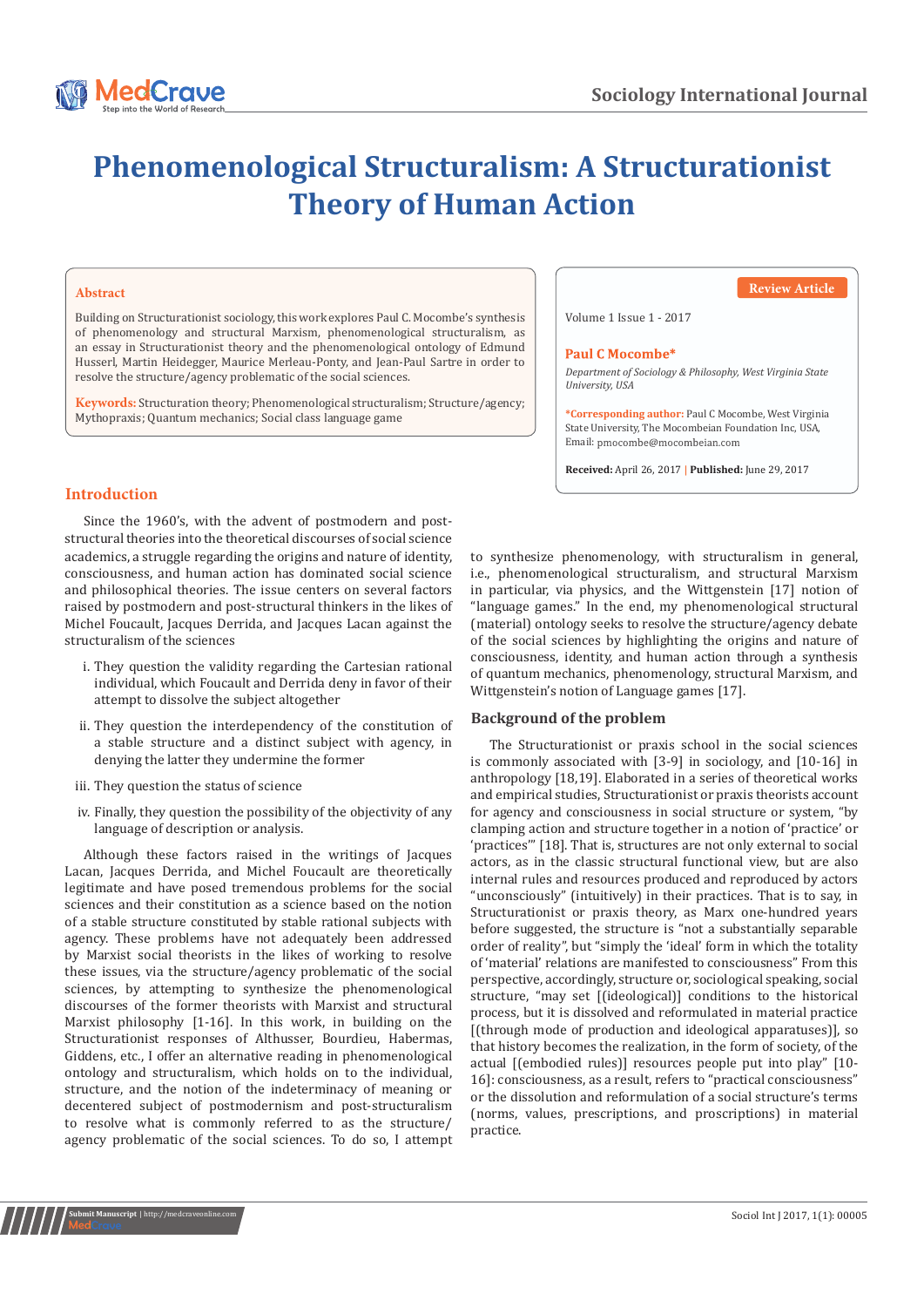# Phenomenological Structuralism: A Structurationist Theory of Human Action

## Abstract

Building on Structurationist sociology, this work explores Paul C. Mocombe's synthesis of phenomenology and structural Marxism, phenomenological structuralism, as an essay in Structurationist theory and the phenomenological ontology of Edmund Husserl, Martin Heidegger, Maurice Merleau-Ponty, and Jean-Paul Sartre in order to resolve the structure/agency problematic of the social sciences.

**Keywords:** Structuration theory; Phenomenological structuralism; Structure/agency; Mythopraxis; Quantum mechanics; Social class language game

Review Article

Volume 1 Issue 1 - 2017

**Paul C Mocombe***

*Department of Sociology & Philosophy, West Virginia State University, USA*

***Corresponding author:** Paul C Mocombe, West Virginia State University, The Mocombeian Foundation Inc, USA, Email: pmocombe@mocombeian.com

**Received:** April 26, 2017 | **Published:** June 29, 2017

## Introduction

Since the 1960's, with the advent of postmodern and post-structural theories into the theoretical discourses of social science academics, a struggle regarding the origins and nature of identity, consciousness, and human action has dominated social science and philosophical theories. The issue centers on several factors raised by postmodern and post-structural thinkers in the likes of Michel Foucault, Jacques Derrida, and Jacques Lacan against the structuralism of the sciences

i. They question the validity regarding the Cartesian rational individual, which Foucault and Derrida deny in favor of their attempt to dissolve the subject altogether

ii. They question the interdependency of the constitution of a stable structure and a distinct subject with agency, in denying the latter they undermine the former

iii. They question the status of science

iv. Finally, they question the possibility of the objectivity of any language of description or analysis.

Although these factors raised in the writings of Jacques Lacan, Jacques Derrida, and Michel Foucault are theoretically legitimate and have posed tremendous problems for the social sciences and their constitution as a science based on the notion of a stable structure constituted by stable rational subjects with agency. These problems have not adequately been addressed by Marxist social theorists in the likes of working to resolve these issues, via the structure/agency problematic of the social sciences, by attempting to synthesize the phenomenological discourses of the former theorists with Marxist and structural Marxist philosophy [1-16]. In this work, in building on the Structurationist responses of Althusser, Bourdieu, Habermas, Giddens, etc., I offer an alternative reading in phenomenological ontology and structuralism, which holds on to the individual, structure, and the notion of the indeterminacy of meaning or decentered subject of postmodernism and post-structuralism to resolve what is commonly referred to as the structure/agency problematic of the social sciences. To do so, I attempt to synthesize phenomenology, with structuralism in general, i.e., phenomenological structuralism, and structural Marxism in particular, via physics, and the Wittgenstein [17] notion of "language games." In the end, my phenomenological structural (material) ontology seeks to resolve the structure/agency debate of the social sciences by highlighting the origins and nature of consciousness, identity, and human action through a synthesis of quantum mechanics, phenomenology, structural Marxism, and Wittgenstein's notion of Language games [17].

## Background of the problem

The Structurationist or praxis school in the social sciences is commonly associated with [3-9] in sociology, and [10-16] in anthropology [18,19]. Elaborated in a series of theoretical works and empirical studies, Structurationist or praxis theorists account for agency and consciousness in social structure or system, "by clamping action and structure together in a notion of 'practice' or 'practices'" [18]. That is, structures are not only external to social actors, as in the classic structural functional view, but are also internal rules and resources produced and reproduced by actors "unconsciously" (intuitively) in their practices. That is to say, in Structurationist or praxis theory, as Marx one-hundred years before suggested, the structure is "not a substantially separable order of reality", but "simply the 'ideal' form in which the totality of 'material' relations are manifested to consciousness" From this perspective, accordingly, structure or, sociological speaking, social structure, "may set [(ideological)] conditions to the historical process, but it is dissolved and reformulated in material practice [(through mode of production and ideological apparatuses)], so that history becomes the realization, in the form of society, of the actual [(embodied rules)] resources people put into play" [10-16]: consciousness, as a result, refers to "practical consciousness" or the dissolution and reformulation of a social structure's terms (norms, values, prescriptions, and proscriptions) in material practice.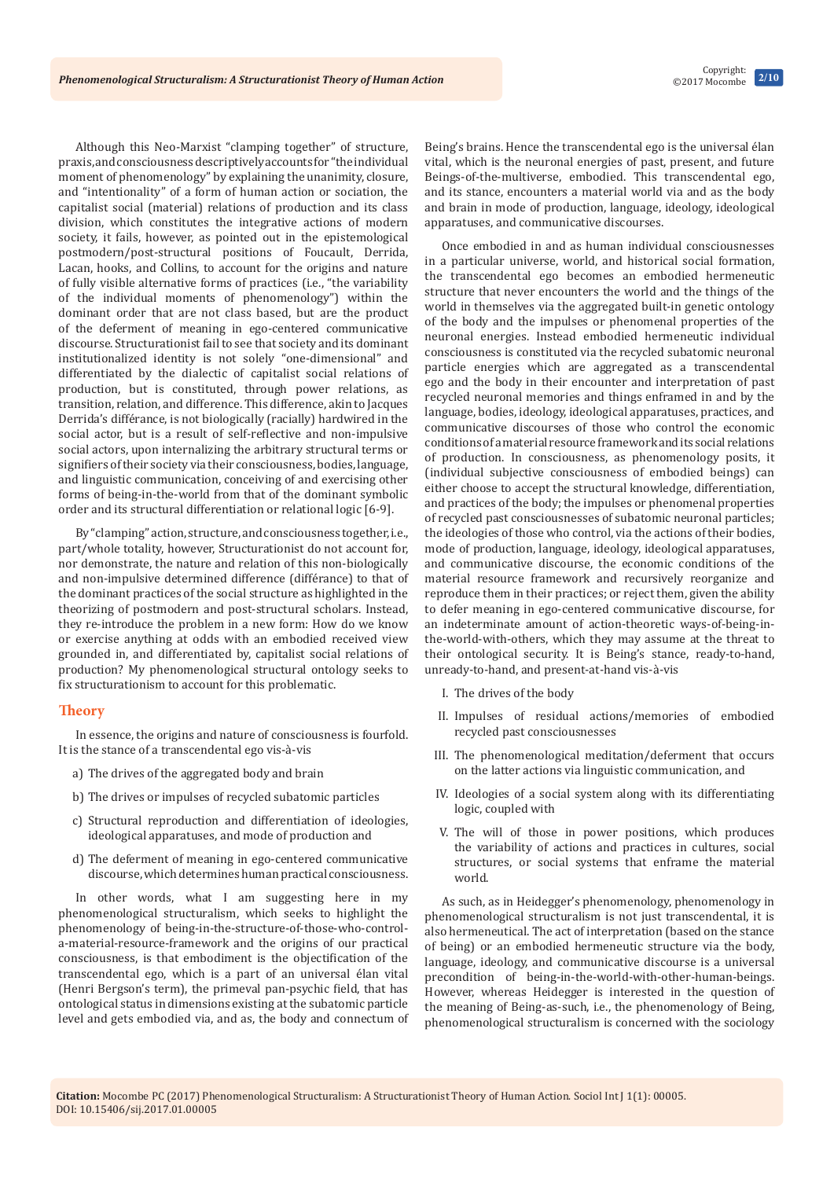Although this Neo-Marxist "clamping together" of structure, praxis, and consciousness descriptively accounts for "the individual moment of phenomenology" by explaining the unanimity, closure, and "intentionality" of a form of human action or sociation, the capitalist social (material) relations of production and its class division, which constitutes the integrative actions of modern society, it fails, however, as pointed out in the epistemological postmodern/post-structural positions of Foucault, Derrida, Lacan, hooks, and Collins, to account for the origins and nature of fully visible alternative forms of practices (i.e., "the variability of the individual moments of phenomenology") within the dominant order that are not class based, but are the product of the deferment of meaning in ego-centered communicative discourse. Structurationist fail to see that society and its dominant institutionalized identity is not solely "one-dimensional" and differentiated by the dialectic of capitalist social relations of production, but is constituted, through power relations, as transition, relation, and difference. This difference, akin to Jacques Derrida's différance, is not biologically (racially) hardwired in the social actor, but is a result of self-reflective and non-impulsive social actors, upon internalizing the arbitrary structural terms or signifiers of their society via their consciousness, bodies, language, and linguistic communication, conceiving of and exercising other forms of being-in-the-world from that of the dominant symbolic order and its structural differentiation or relational logic [6-9].

By "clamping" action, structure, and consciousness together, i.e., part/whole totality, however, Structurationist do not account for, nor demonstrate, the nature and relation of this non-biologically and non-impulsive determined difference (différance) to that of the dominant practices of the social structure as highlighted in the theorizing of postmodern and post-structural scholars. Instead, they re-introduce the problem in a new form: How do we know or exercise anything at odds with an embodied received view grounded in, and differentiated by, capitalist social relations of production? My phenomenological structural ontology seeks to fix structurationism to account for this problematic.

## Theory

In essence, the origins and nature of consciousness is fourfold. It is the stance of a transcendental ego vis-à-vis

a) The drives of the aggregated body and brain

b) The drives or impulses of recycled subatomic particles

c) Structural reproduction and differentiation of ideologies, ideological apparatuses, and mode of production and

d) The deferment of meaning in ego-centered communicative discourse, which determines human practical consciousness.

In other words, what I am suggesting here in my phenomenological structuralism, which seeks to highlight the phenomenology of being-in-the-structure-of-those-who-control-a-material-resource-framework and the origins of our practical consciousness, is that embodiment is the objectification of the transcendental ego, which is a part of an universal élan vital (Henri Bergson's term), the primeval pan-psychic field, that has ontological status in dimensions existing at the subatomic particle level and gets embodied via, and as, the body and connectum of Being's brains. Hence the transcendental ego is the universal élan vital, which is the neuronal energies of past, present, and future Beings-of-the-multiverse, embodied. This transcendental ego, and its stance, encounters a material world via and as the body and brain in mode of production, language, ideology, ideological apparatuses, and communicative discourses.

Once embodied in and as human individual consciousnesses in a particular universe, world, and historical social formation, the transcendental ego becomes an embodied hermeneutic structure that never encounters the world and the things of the world in themselves via the aggregated built-in genetic ontology of the body and the impulses or phenomenal properties of the neuronal energies. Instead embodied hermeneutic individual consciousness is constituted via the recycled subatomic neuronal particle energies which are aggregated as a transcendental ego and the body in their encounter and interpretation of past recycled neuronal memories and things enframed in and by the language, bodies, ideology, ideological apparatuses, practices, and communicative discourses of those who control the economic conditions of a material resource framework and its social relations of production. In consciousness, as phenomenology posits, it (individual subjective consciousness of embodied beings) can either choose to accept the structural knowledge, differentiation, and practices of the body; the impulses or phenomenal properties of recycled past consciousnesses of subatomic neuronal particles; the ideologies of those who control, via the actions of their bodies, mode of production, language, ideology, ideological apparatuses, and communicative discourse, the economic conditions of the material resource framework and recursively reorganize and reproduce them in their practices; or reject them, given the ability to defer meaning in ego-centered communicative discourse, for an indeterminate amount of action-theoretic ways-of-being-in-the-world-with-others, which they may assume at the threat to their ontological security. It is Being's stance, ready-to-hand, unready-to-hand, and present-at-hand vis-à-vis

I. The drives of the body

II. Impulses of residual actions/memories of embodied recycled past consciousnesses

III. The phenomenological meditation/deferment that occurs on the latter actions via linguistic communication, and

IV. Ideologies of a social system along with its differentiating logic, coupled with

V. The will of those in power positions, which produces the variability of actions and practices in cultures, social structures, or social systems that enframe the material world.

As such, as in Heidegger's phenomenology, phenomenology in phenomenological structuralism is not just transcendental, it is also hermeneutical. The act of interpretation (based on the stance of being) or an embodied hermeneutic structure via the body, language, ideology, and communicative discourse is a universal precondition of being-in-the-world-with-other-human-beings. However, whereas Heidegger is interested in the question of the meaning of Being-as-such, i.e., the phenomenology of Being, phenomenological structuralism is concerned with the sociology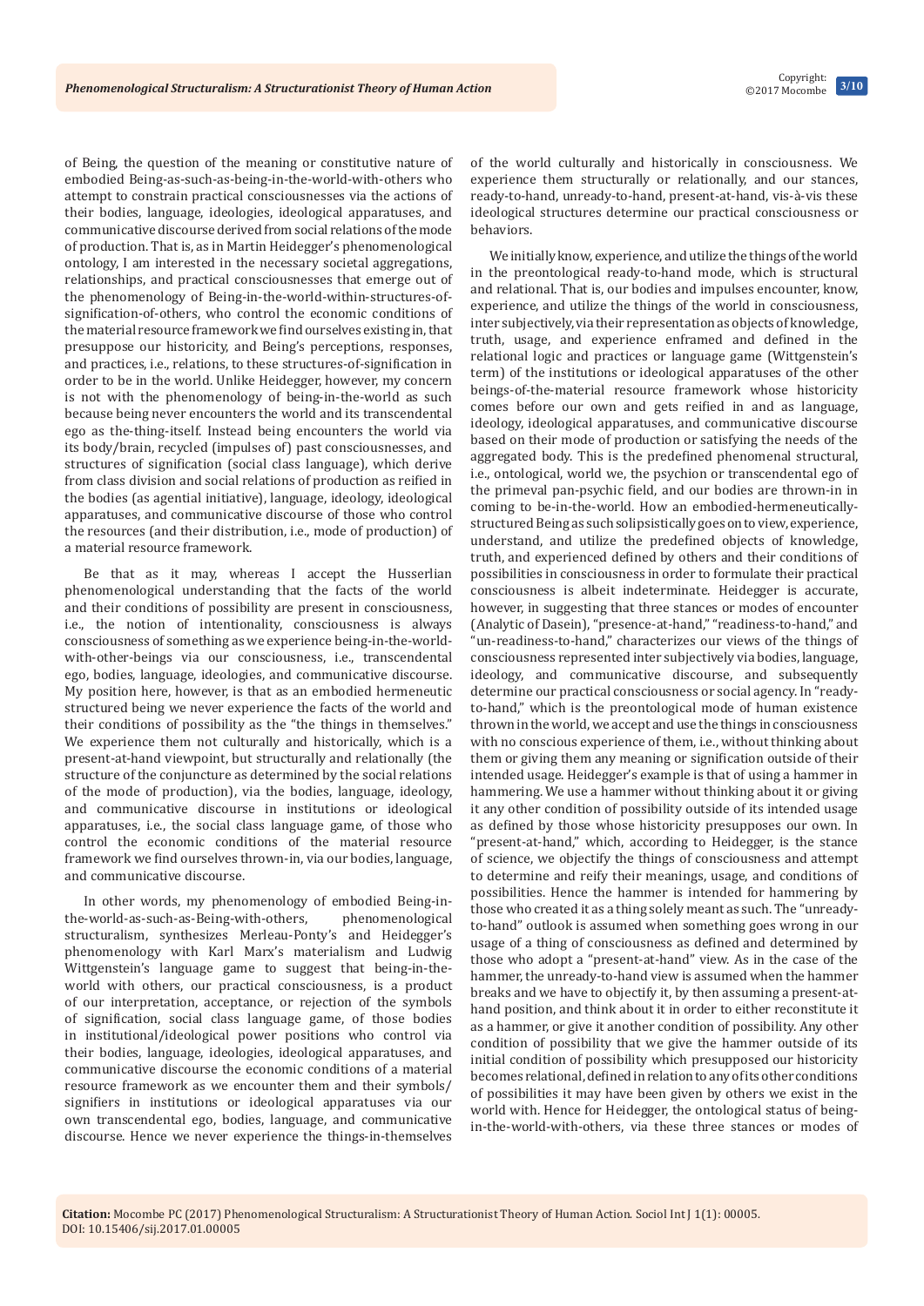of Being, the question of the meaning or constitutive nature of embodied Being-as-such-as-being-in-the-world-with-others who attempt to constrain practical consciousnesses via the actions of their bodies, language, ideologies, ideological apparatuses, and communicative discourse derived from social relations of the mode of production. That is, as in Martin Heidegger's phenomenological ontology, I am interested in the necessary societal aggregations, relationships, and practical consciousnesses that emerge out of the phenomenology of Being-in-the-world-within-structures-of-signification-of-others, who control the economic conditions of the material resource framework we find ourselves existing in, that presuppose our historicity, and Being's perceptions, responses, and practices, i.e., relations, to these structures-of-signification in order to be in the world. Unlike Heidegger, however, my concern is not with the phenomenology of being-in-the-world as such because being never encounters the world and its transcendental ego as the-thing-itself. Instead being encounters the world via its body/brain, recycled (impulses of) past consciousnesses, and structures of signification (social class language), which derive from class division and social relations of production as reified in the bodies (as agential initiative), language, ideology, ideological apparatuses, and communicative discourse of those who control the resources (and their distribution, i.e., mode of production) of a material resource framework.

Be that as it may, whereas I accept the Husserlian phenomenological understanding that the facts of the world and their conditions of possibility are present in consciousness, i.e., the notion of intentionality, consciousness is always consciousness of something as we experience being-in-the-world-with-other-beings via our consciousness, i.e., transcendental ego, bodies, language, ideologies, and communicative discourse. My position here, however, is that as an embodied hermeneutic structured being we never experience the facts of the world and their conditions of possibility as the "the things in themselves." We experience them not culturally and historically, which is a present-at-hand viewpoint, but structurally and relationally (the structure of the conjuncture as determined by the social relations of the mode of production), via the bodies, language, ideology, and communicative discourse in institutions or ideological apparatuses, i.e., the social class language game, of those who control the economic conditions of the material resource framework we find ourselves thrown-in, via our bodies, language, and communicative discourse.

In other words, my phenomenology of embodied Being-in-the-world-as-such-as-Being-with-others, phenomenological structuralism, synthesizes Merleau-Ponty's and Heidegger's phenomenology with Karl Marx's materialism and Ludwig Wittgenstein's language game to suggest that being-in-the-world with others, our practical consciousness, is a product of our interpretation, acceptance, or rejection of the symbols of signification, social class language game, of those bodies in institutional/ideological power positions who control via their bodies, language, ideologies, ideological apparatuses, and communicative discourse the economic conditions of a material resource framework as we encounter them and their symbols/signifiers in institutions or ideological apparatuses via our own transcendental ego, bodies, language, and communicative discourse. Hence we never experience the things-in-themselves of the world culturally and historically in consciousness. We experience them structurally or relationally, and our stances, ready-to-hand, unready-to-hand, present-at-hand, vis-à-vis these ideological structures determine our practical consciousness or behaviors.

We initially know, experience, and utilize the things of the world in the preontological ready-to-hand mode, which is structural and relational. That is, our bodies and impulses encounter, know, experience, and utilize the things of the world in consciousness, inter subjectively, via their representation as objects of knowledge, truth, usage, and experience enframed and defined in the relational logic and practices or language game (Wittgenstein's term) of the institutions or ideological apparatuses of the other beings-of-the-material resource framework whose historicity comes before our own and gets reified in and as language, ideology, ideological apparatuses, and communicative discourse based on their mode of production or satisfying the needs of the aggregated body. This is the predefined phenomenal structural, i.e., ontological, world we, the psychion or transcendental ego of the primeval pan-psychic field, and our bodies are thrown-in in coming to be-in-the-world. How an embodied-hermeneutically-structured Being as such solipsistically goes on to view, experience, understand, and utilize the predefined objects of knowledge, truth, and experienced defined by others and their conditions of possibilities in consciousness in order to formulate their practical consciousness is albeit indeterminate. Heidegger is accurate, however, in suggesting that three stances or modes of encounter (Analytic of Dasein), "presence-at-hand," "readiness-to-hand," and "un-readiness-to-hand," characterizes our views of the things of consciousness represented inter subjectively via bodies, language, ideology, and communicative discourse, and subsequently determine our practical consciousness or social agency. In "ready-to-hand," which is the preontological mode of human existence thrown in the world, we accept and use the things in consciousness with no conscious experience of them, i.e., without thinking about them or giving them any meaning or signification outside of their intended usage. Heidegger's example is that of using a hammer in hammering. We use a hammer without thinking about it or giving it any other condition of possibility outside of its intended usage as defined by those whose historicity presupposes our own. In "present-at-hand," which, according to Heidegger, is the stance of science, we objectify the things of consciousness and attempt to determine and reify their meanings, usage, and conditions of possibilities. Hence the hammer is intended for hammering by those who created it as a thing solely meant as such. The "unready-to-hand" outlook is assumed when something goes wrong in our usage of a thing of consciousness as defined and determined by those who adopt a "present-at-hand" view. As in the case of the hammer, the unready-to-hand view is assumed when the hammer breaks and we have to objectify it, by then assuming a present-at-hand position, and think about it in order to either reconstitute it as a hammer, or give it another condition of possibility. Any other condition of possibility that we give the hammer outside of its initial condition of possibility which presupposed our historicity becomes relational, defined in relation to any of its other conditions of possibilities it may have been given by others we exist in the world with. Hence for Heidegger, the ontological status of being-in-the-world-with-others, via these three stances or modes of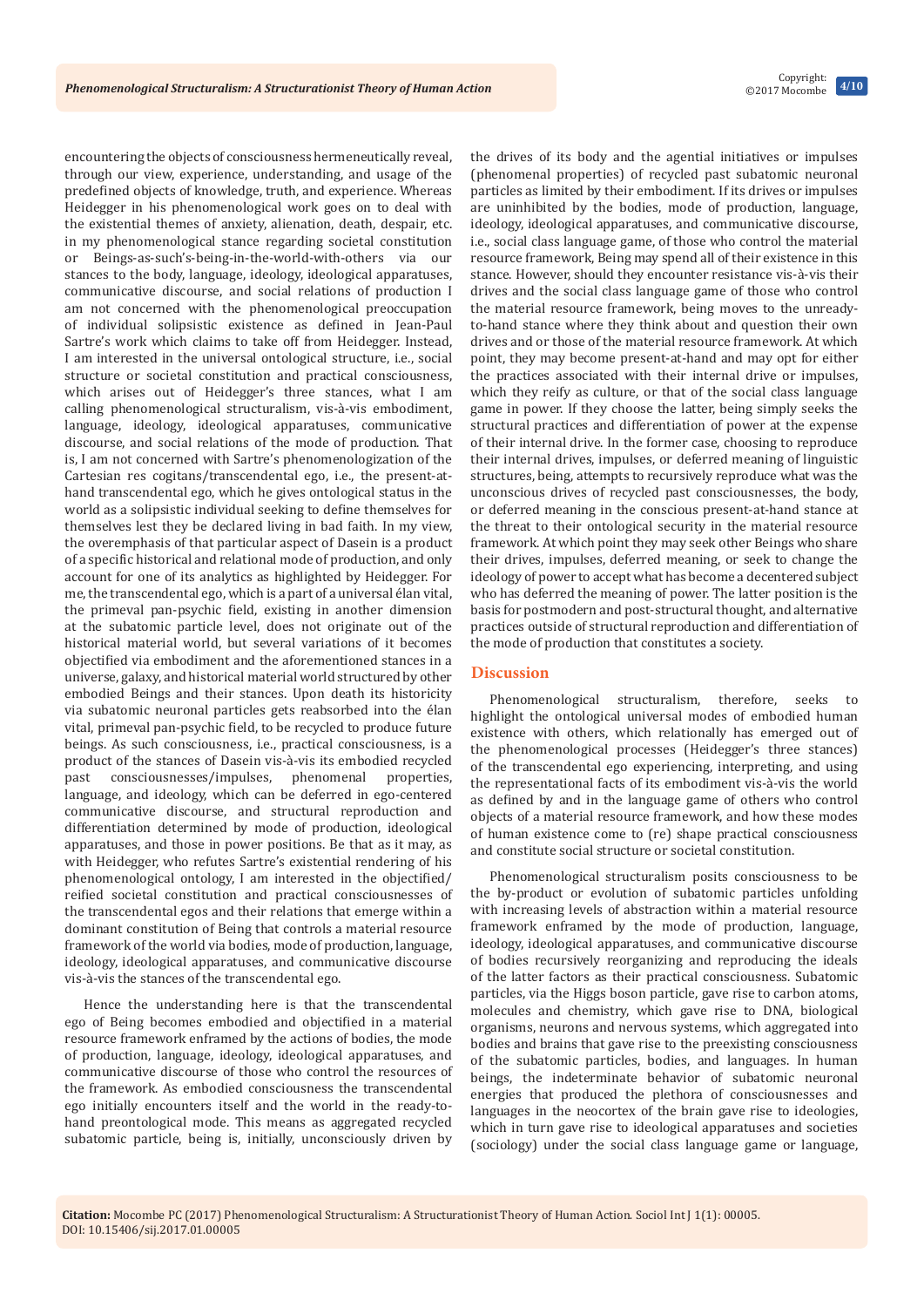encountering the objects of consciousness hermeneutically reveal, through our view, experience, understanding, and usage of the predefined objects of knowledge, truth, and experience. Whereas Heidegger in his phenomenological work goes on to deal with the existential themes of anxiety, alienation, death, despair, etc. in my phenomenological stance regarding societal constitution or Beings-as-such's-being-in-the-world-with-others via our stances to the body, language, ideology, ideological apparatuses, communicative discourse, and social relations of production I am not concerned with the phenomenological preoccupation of individual solipsistic existence as defined in Jean-Paul Sartre's work which claims to take off from Heidegger. Instead, I am interested in the universal ontological structure, i.e., social structure or societal constitution and practical consciousness, which arises out of Heidegger's three stances, what I am calling phenomenological structuralism, vis-à-vis embodiment, language, ideology, ideological apparatuses, communicative discourse, and social relations of the mode of production. That is, I am not concerned with Sartre's phenomenologization of the Cartesian res cogitans/transcendental ego, i.e., the present-at-hand transcendental ego, which he gives ontological status in the world as a solipsistic individual seeking to define themselves for themselves lest they be declared living in bad faith. In my view, the overemphasis of that particular aspect of Dasein is a product of a specific historical and relational mode of production, and only account for one of its analytics as highlighted by Heidegger. For me, the transcendental ego, which is a part of a universal élan vital, the primeval pan-psychic field, existing in another dimension at the subatomic particle level, does not originate out of the historical material world, but several variations of it becomes objectified via embodiment and the aforementioned stances in a universe, galaxy, and historical material world structured by other embodied Beings and their stances. Upon death its historicity via subatomic neuronal particles gets reabsorbed into the élan vital, primeval pan-psychic field, to be recycled to produce future beings. As such consciousness, i.e., practical consciousness, is a product of the stances of Dasein vis-à-vis its embodied recycled past consciousnesses/impulses, phenomenal properties, language, and ideology, which can be deferred in ego-centered communicative discourse, and structural reproduction and differentiation determined by mode of production, ideological apparatuses, and those in power positions. Be that as it may, as with Heidegger, who refutes Sartre's existential rendering of his phenomenological ontology, I am interested in the objectified/reified societal constitution and practical consciousnesses of the transcendental egos and their relations that emerge within a dominant constitution of Being that controls a material resource framework of the world via bodies, mode of production, language, ideology, ideological apparatuses, and communicative discourse vis-à-vis the stances of the transcendental ego.

Hence the understanding here is that the transcendental ego of Being becomes embodied and objectified in a material resource framework enframed by the actions of bodies, the mode of production, language, ideology, ideological apparatuses, and communicative discourse of those who control the resources of the framework. As embodied consciousness the transcendental ego initially encounters itself and the world in the ready-to-hand preontological mode. This means as aggregated recycled subatomic particle, being is, initially, unconsciously driven by the drives of its body and the agential initiatives or impulses (phenomenal properties) of recycled past subatomic neuronal particles as limited by their embodiment. If its drives or impulses are uninhibited by the bodies, mode of production, language, ideology, ideological apparatuses, and communicative discourse, i.e., social class language game, of those who control the material resource framework, Being may spend all of their existence in this stance. However, should they encounter resistance vis-à-vis their drives and the social class language game of those who control the material resource framework, being moves to the unready-to-hand stance where they think about and question their own drives and or those of the material resource framework. At which point, they may become present-at-hand and may opt for either the practices associated with their internal drive or impulses, which they reify as culture, or that of the social class language game in power. If they choose the latter, being simply seeks the structural practices and differentiation of power at the expense of their internal drive. In the former case, choosing to reproduce their internal drives, impulses, or deferred meaning of linguistic structures, being, attempts to recursively reproduce what was the unconscious drives of recycled past consciousnesses, the body, or deferred meaning in the conscious present-at-hand stance at the threat to their ontological security in the material resource framework. At which point they may seek other Beings who share their drives, impulses, deferred meaning, or seek to change the ideology of power to accept what has become a decentered subject who has deferred the meaning of power. The latter position is the basis for postmodern and post-structural thought, and alternative practices outside of structural reproduction and differentiation of the mode of production that constitutes a society.

## Discussion

Phenomenological structuralism, therefore, seeks to highlight the ontological universal modes of embodied human existence with others, which relationally has emerged out of the phenomenological processes (Heidegger's three stances) of the transcendental ego experiencing, interpreting, and using the representational facts of its embodiment vis-à-vis the world as defined by and in the language game of others who control objects of a material resource framework, and how these modes of human existence come to (re) shape practical consciousness and constitute social structure or societal constitution.

Phenomenological structuralism posits consciousness to be the by-product or evolution of subatomic particles unfolding with increasing levels of abstraction within a material resource framework enframed by the mode of production, language, ideology, ideological apparatuses, and communicative discourse of bodies recursively reorganizing and reproducing the ideals of the latter factors as their practical consciousness. Subatomic particles, via the Higgs boson particle, gave rise to carbon atoms, molecules and chemistry, which gave rise to DNA, biological organisms, neurons and nervous systems, which aggregated into bodies and brains that gave rise to the preexisting consciousness of the subatomic particles, bodies, and languages. In human beings, the indeterminate behavior of subatomic neuronal energies that produced the plethora of consciousnesses and languages in the neocortex of the brain gave rise to ideologies, which in turn gave rise to ideological apparatuses and societies (sociology) under the social class language game or language,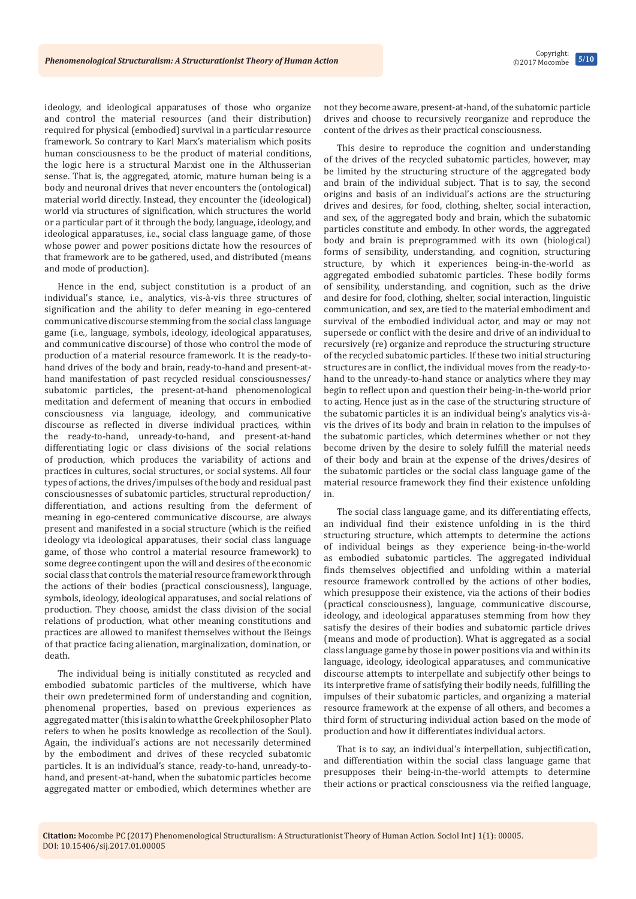ideology, and ideological apparatuses of those who organize and control the material resources (and their distribution) required for physical (embodied) survival in a particular resource framework. So contrary to Karl Marx's materialism which posits human consciousness to be the product of material conditions, the logic here is a structural Marxist one in the Althusserian sense. That is, the aggregated, atomic, mature human being is a body and neuronal drives that never encounters the (ontological) material world directly. Instead, they encounter the (ideological) world via structures of signification, which structures the world or a particular part of it through the body, language, ideology, and ideological apparatuses, i.e., social class language game, of those whose power and power positions dictate how the resources of that framework are to be gathered, used, and distributed (means and mode of production).

Hence in the end, subject constitution is a product of an individual's stance, i.e., analytics, vis-à-vis three structures of signification and the ability to defer meaning in ego-centered communicative discourse stemming from the social class language game (i.e., language, symbols, ideology, ideological apparatuses, and communicative discourse) of those who control the mode of production of a material resource framework. It is the ready-to-hand drives of the body and brain, ready-to-hand and present-at-hand manifestation of past recycled residual consciousnesses/ subatomic particles, the present-at-hand phenomenological meditation and deferment of meaning that occurs in embodied consciousness via language, ideology, and communicative discourse as reflected in diverse individual practices, within the ready-to-hand, unready-to-hand, and present-at-hand differentiating logic or class divisions of the social relations of production, which produces the variability of actions and practices in cultures, social structures, or social systems. All four types of actions, the drives/impulses of the body and residual past consciousnesses of subatomic particles, structural reproduction/ differentiation, and actions resulting from the deferment of meaning in ego-centered communicative discourse, are always present and manifested in a social structure (which is the reified ideology via ideological apparatuses, their social class language game, of those who control a material resource framework) to some degree contingent upon the will and desires of the economic social class that controls the material resource framework through the actions of their bodies (practical consciousness), language, symbols, ideology, ideological apparatuses, and social relations of production. They choose, amidst the class division of the social relations of production, what other meaning constitutions and practices are allowed to manifest themselves without the Beings of that practice facing alienation, marginalization, domination, or death.

The individual being is initially constituted as recycled and embodied subatomic particles of the multiverse, which have their own predetermined form of understanding and cognition, phenomenal properties, based on previous experiences as aggregated matter (this is akin to what the Greek philosopher Plato refers to when he posits knowledge as recollection of the Soul). Again, the individual's actions are not necessarily determined by the embodiment and drives of these recycled subatomic particles. It is an individual's stance, ready-to-hand, unready-to-hand, and present-at-hand, when the subatomic particles become aggregated matter or embodied, which determines whether are not they become aware, present-at-hand, of the subatomic particle drives and choose to recursively reorganize and reproduce the content of the drives as their practical consciousness.

This desire to reproduce the cognition and understanding of the drives of the recycled subatomic particles, however, may be limited by the structuring structure of the aggregated body and brain of the individual subject. That is to say, the second origins and basis of an individual's actions are the structuring drives and desires, for food, clothing, shelter, social interaction, and sex, of the aggregated body and brain, which the subatomic particles constitute and embody. In other words, the aggregated body and brain is preprogrammed with its own (biological) forms of sensibility, understanding, and cognition, structuring structure, by which it experiences being-in-the-world as aggregated embodied subatomic particles. These bodily forms of sensibility, understanding, and cognition, such as the drive and desire for food, clothing, shelter, social interaction, linguistic communication, and sex, are tied to the material embodiment and survival of the embodied individual actor, and may or may not supersede or conflict with the desire and drive of an individual to recursively (re) organize and reproduce the structuring structure of the recycled subatomic particles. If these two initial structuring structures are in conflict, the individual moves from the ready-to-hand to the unready-to-hand stance or analytics where they may begin to reflect upon and question their being-in-the-world prior to acting. Hence just as in the case of the structuring structure of the subatomic particles it is an individual being's analytics vis-à-vis the drives of its body and brain in relation to the impulses of the subatomic particles, which determines whether or not they become driven by the desire to solely fulfill the material needs of their body and brain at the expense of the drives/desires of the subatomic particles or the social class language game of the material resource framework they find their existence unfolding in.

The social class language game, and its differentiating effects, an individual find their existence unfolding in is the third structuring structure, which attempts to determine the actions of individual beings as they experience being-in-the-world as embodied subatomic particles. The aggregated individual finds themselves objectified and unfolding within a material resource framework controlled by the actions of other bodies, which presuppose their existence, via the actions of their bodies (practical consciousness), language, communicative discourse, ideology, and ideological apparatuses stemming from how they satisfy the desires of their bodies and subatomic particle drives (means and mode of production). What is aggregated as a social class language game by those in power positions via and within its language, ideology, ideological apparatuses, and communicative discourse attempts to interpellate and subjectify other beings to its interpretive frame of satisfying their bodily needs, fulfilling the impulses of their subatomic particles, and organizing a material resource framework at the expense of all others, and becomes a third form of structuring individual action based on the mode of production and how it differentiates individual actors.

That is to say, an individual's interpellation, subjectification, and differentiation within the social class language game that presupposes their being-in-the-world attempts to determine their actions or practical consciousness via the reified language,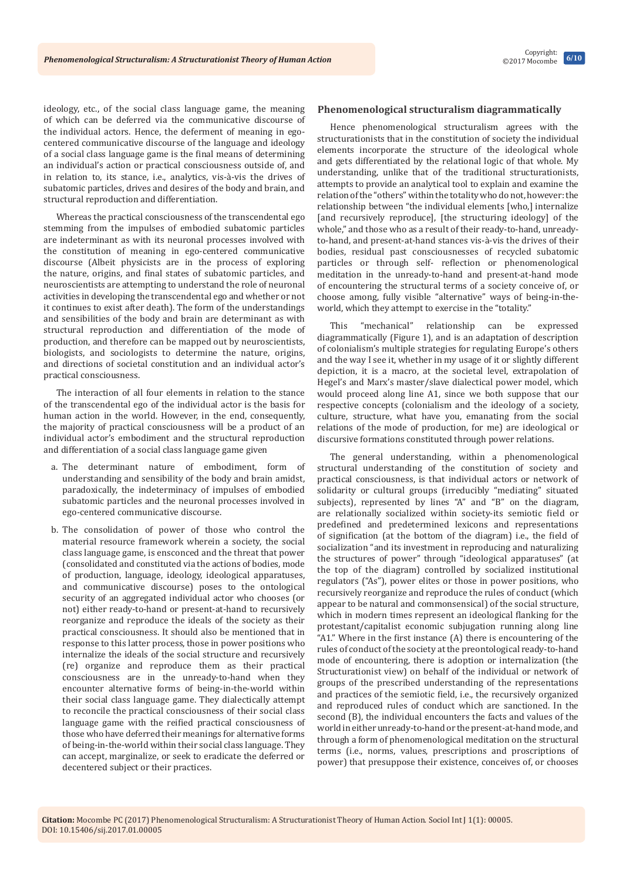ideology, etc., of the social class language game, the meaning of which can be deferred via the communicative discourse of the individual actors. Hence, the deferment of meaning in ego-centered communicative discourse of the language and ideology of a social class language game is the final means of determining an individual's action or practical consciousness outside of, and in relation to, its stance, i.e., analytics, vis-à-vis the drives of subatomic particles, drives and desires of the body and brain, and structural reproduction and differentiation.

Whereas the practical consciousness of the transcendental ego stemming from the impulses of embodied subatomic particles are indeterminant as with its neuronal processes involved with the constitution of meaning in ego-centered communicative discourse (Albeit physicists are in the process of exploring the nature, origins, and final states of subatomic particles, and neuroscientists are attempting to understand the role of neuronal activities in developing the transcendental ego and whether or not it continues to exist after death). The form of the understandings and sensibilities of the body and brain are determinant as with structural reproduction and differentiation of the mode of production, and therefore can be mapped out by neuroscientists, biologists, and sociologists to determine the nature, origins, and directions of societal constitution and an individual actor's practical consciousness.

The interaction of all four elements in relation to the stance of the transcendental ego of the individual actor is the basis for human action in the world. However, in the end, consequently, the majority of practical consciousness will be a product of an individual actor's embodiment and the structural reproduction and differentiation of a social class language game given

a. The determinant nature of embodiment, form of understanding and sensibility of the body and brain amidst, paradoxically, the indeterminacy of impulses of embodied subatomic particles and the neuronal processes involved in ego-centered communicative discourse.

b. The consolidation of power of those who control the material resource framework wherein a society, the social class language game, is ensconced and the threat that power (consolidated and constituted via the actions of bodies, mode of production, language, ideology, ideological apparatuses, and communicative discourse) poses to the ontological security of an aggregated individual actor who chooses (or not) either ready-to-hand or present-at-hand to recursively reorganize and reproduce the ideals of the society as their practical consciousness. It should also be mentioned that in response to this latter process, those in power positions who internalize the ideals of the social structure and recursively (re) organize and reproduce them as their practical consciousness are in the unready-to-hand when they encounter alternative forms of being-in-the-world within their social class language game. They dialectically attempt to reconcile the practical consciousness of their social class language game with the reified practical consciousness of those who have deferred their meanings for alternative forms of being-in-the-world within their social class language. They can accept, marginalize, or seek to eradicate the deferred or decentered subject or their practices.

## Phenomenological structuralism diagrammatically

Hence phenomenological structuralism agrees with the structurationists that in the constitution of society the individual elements incorporate the structure of the ideological whole and gets differentiated by the relational logic of that whole. My understanding, unlike that of the traditional structurationists, attempts to provide an analytical tool to explain and examine the relation of the "others" within the totality who do not, however: the relationship between "the individual elements [who,] internalize [and recursively reproduce], [the structuring ideology] of the whole," and those who as a result of their ready-to-hand, unready-to-hand, and present-at-hand stances vis-à-vis the drives of their bodies, residual past consciousnesses of recycled subatomic particles or through self- reflection or phenomenological meditation in the unready-to-hand and present-at-hand mode of encountering the structural terms of a society conceive of, or choose among, fully visible "alternative" ways of being-in-the-world, which they attempt to exercise in the "totality."

This "mechanical" relationship can be expressed diagrammatically (Figure 1), and is an adaptation of description of colonialism's multiple strategies for regulating Europe's others and the way I see it, whether in my usage of it or slightly different depiction, it is a macro, at the societal level, extrapolation of Hegel's and Marx's master/slave dialectical power model, which would proceed along line A1, since we both suppose that our respective concepts (colonialism and the ideology of a society, culture, structure, what have you, emanating from the social relations of the mode of production, for me) are ideological or discursive formations constituted through power relations.

The general understanding, within a phenomenological structural understanding of the constitution of society and practical consciousness, is that individual actors or network of solidarity or cultural groups (irreducibly "mediating" situated subjects), represented by lines "A" and "B" on the diagram, are relationally socialized within society-its semiotic field or predefined and predetermined lexicons and representations of signification (at the bottom of the diagram) i.e., the field of socialization "and its investment in reproducing and naturalizing the structures of power" through "ideological apparatuses" (at the top of the diagram) controlled by socialized institutional regulators ("As"), power elites or those in power positions, who recursively reorganize and reproduce the rules of conduct (which appear to be natural and commonsensical) of the social structure, which in modern times represent an ideological flanking for the protestant/capitalist economic subjugation running along line "A1." Where in the first instance (A) there is encountering of the rules of conduct of the society at the preontological ready-to-hand mode of encountering, there is adoption or internalization (the Structurationist view) on behalf of the individual or network of groups of the prescribed understanding of the representations and practices of the semiotic field, i.e., the recursively organized and reproduced rules of conduct which are sanctioned. In the second (B), the individual encounters the facts and values of the world in either unready-to-hand or the present-at-hand mode, and through a form of phenomenological meditation on the structural terms (i.e., norms, values, prescriptions and proscriptions of power) that presuppose their existence, conceives of, or chooses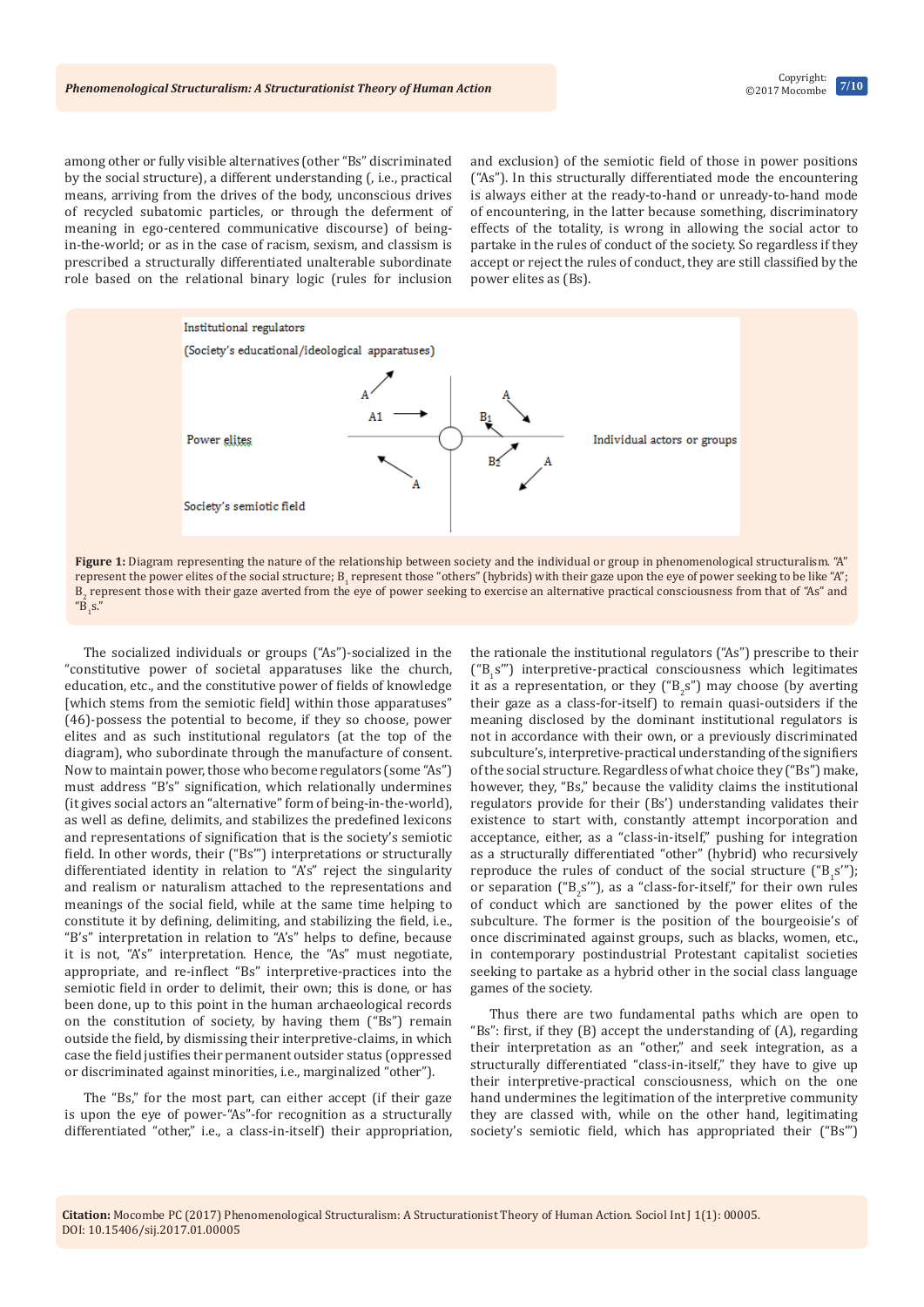among other or fully visible alternatives (other "Bs" discriminated by the social structure), a different understanding (, i.e., practical means, arriving from the drives of the body, unconscious drives of recycled subatomic particles, or through the deferment of meaning in ego-centered communicative discourse) of being-in-the-world; or as in the case of racism, sexism, and classism is prescribed a structurally differentiated unalterable subordinate role based on the relational binary logic (rules for inclusion and exclusion) of the semiotic field of those in power positions ("As"). In this structurally differentiated mode the encountering is always either at the ready-to-hand or unready-to-hand mode of encountering, in the latter because something, discriminatory effects of the totality, is wrong in allowing the social actor to partake in the rules of conduct of the society. So regardless if they accept or reject the rules of conduct, they are still classified by the power elites as (Bs).

Institutional regulators

(Society's educational/ideological apparatuses)

A

A1

B1

A

Power elites

Individual actors or groups

B2

A

A

Society's semiotic field

**Figure 1:** Diagram representing the nature of the relationship between society and the individual or group in phenomenological structuralism. "A" represent the power elites of the social structure; $B_1$ represent those "others" (hybrids) with their gaze upon the eye of power seeking to be like "A"; $B_2$ represent those with their gaze averted from the eye of power seeking to exercise an alternative practical consciousness from that of "As" and "$B_1$s."

The socialized individuals or groups ("As")-socialized in the "constitutive power of societal apparatuses like the church, education, etc., and the constitutive power of fields of knowledge [which stems from the semiotic field] within those apparatuses" (46)-possess the potential to become, if they so choose, power elites and as such institutional regulators (at the top of the diagram), who subordinate through the manufacture of consent. Now to maintain power, those who become regulators (some "As") must address "B's" signification, which relationally undermines (it gives social actors an "alternative" form of being-in-the-world), as well as define, delimits, and stabilizes the predefined lexicons and representations of signification that is the society's semiotic field. In other words, their ("Bs'") interpretations or structurally differentiated identity in relation to "A's" reject the singularity and realism or naturalism attached to the representations and meanings of the social field, while at the same time helping to constitute it by defining, delimiting, and stabilizing the field, i.e., "B's" interpretation in relation to "A's" helps to define, because it is not, "A's" interpretation. Hence, the "As" must negotiate, appropriate, and re-inflect "Bs" interpretive-practices into the semiotic field in order to delimit, their own; this is done, or has been done, up to this point in the human archaeological records on the constitution of society, by having them ("Bs") remain outside the field, by dismissing their interpretive-claims, in which case the field justifies their permanent outsider status (oppressed or discriminated against minorities, i.e., marginalized "other").

The "Bs," for the most part, can either accept (if their gaze is upon the eye of power-"As"-for recognition as a structurally differentiated "other," i.e., a class-in-itself) their appropriation, the rationale the institutional regulators ("As") prescribe to their ("$B_1$s'") interpretive-practical consciousness which legitimates it as a representation, or they ("$B_2$s") may choose (by averting their gaze as a class-for-itself) to remain quasi-outsiders if the meaning disclosed by the dominant institutional regulators is not in accordance with their own, or a previously discriminated subculture's, interpretive-practical understanding of the signifiers of the social structure. Regardless of what choice they ("Bs") make, however, they, "Bs," because the validity claims the institutional regulators provide for their (Bs') understanding validates their existence to start with, constantly attempt incorporation and acceptance, either, as a "class-in-itself," pushing for integration as a structurally differentiated "other" (hybrid) who recursively reproduce the rules of conduct of the social structure ("$B_1$s'"); or separation ("$B_2$s'"), as a "class-for-itself," for their own rules of conduct which are sanctioned by the power elites of the subculture. The former is the position of the bourgeoisie's of once discriminated against groups, such as blacks, women, etc., in contemporary postindustrial Protestant capitalist societies seeking to partake as a hybrid other in the social class language games of the society.

Thus there are two fundamental paths which are open to "Bs": first, if they (B) accept the understanding of (A), regarding their interpretation as an "other," and seek integration, as a structurally differentiated "class-in-itself," they have to give up their interpretive-practical consciousness, which on the one hand undermines the legitimation of the interpretive community they are classed with, while on the other hand, legitimating society's semiotic field, which has appropriated their ("Bs'")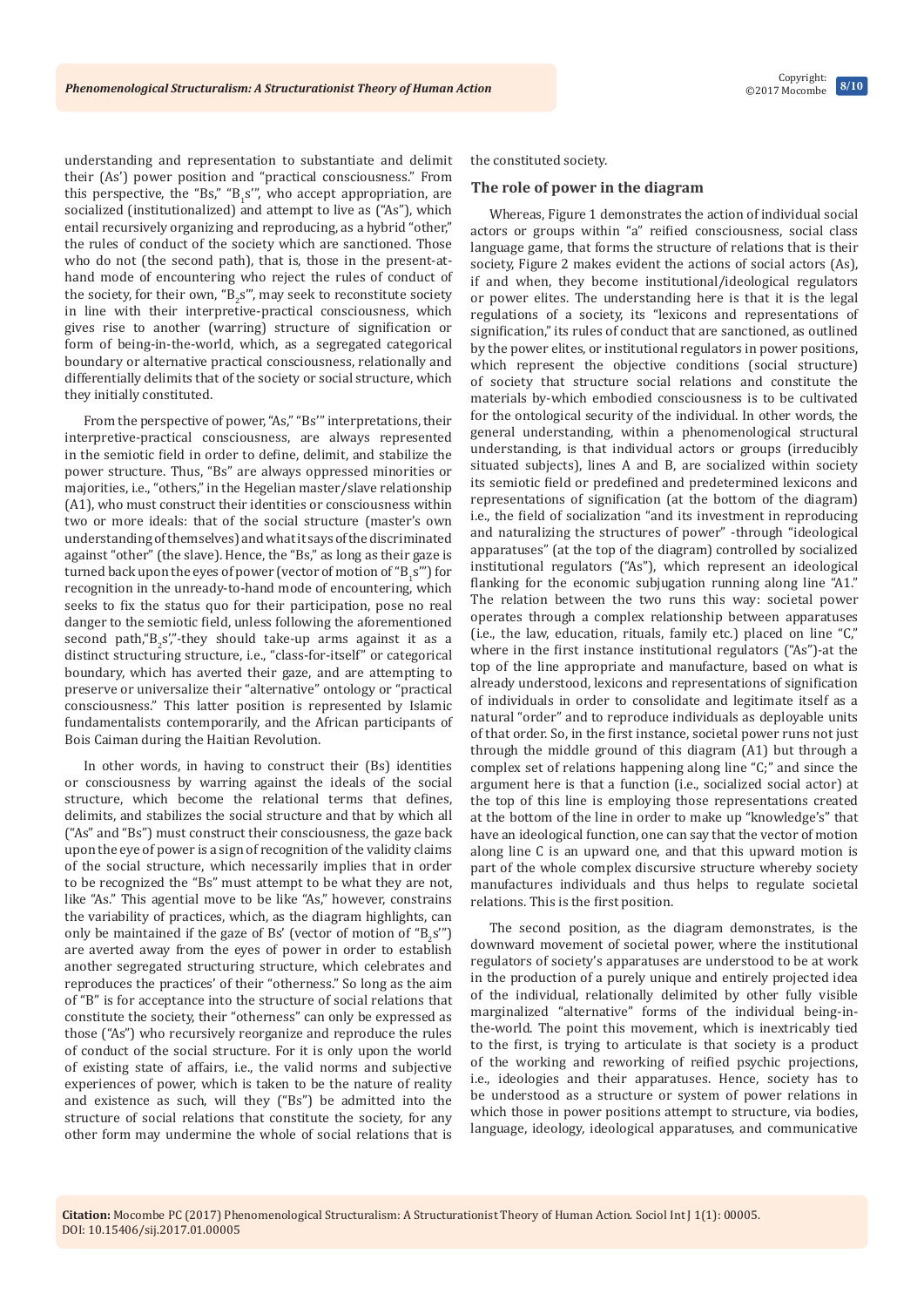understanding and representation to substantiate and delimit their (As') power position and "practical consciousness." From this perspective, the "Bs," "$B_1$s'", who accept appropriation, are socialized (institutionalized) and attempt to live as ("As"), which entail recursively organizing and reproducing, as a hybrid "other," the rules of conduct of the society which are sanctioned. Those who do not (the second path), that is, those in the present-at-hand mode of encountering who reject the rules of conduct of the society, for their own, "$B_2$s'", may seek to reconstitute society in line with their interpretive-practical consciousness, which gives rise to another (warring) structure of signification or form of being-in-the-world, which, as a segregated categorical boundary or alternative practical consciousness, relationally and differentially delimits that of the society or social structure, which they initially constituted.

From the perspective of power, "As," "Bs'" interpretations, their interpretive-practical consciousness, are always represented in the semiotic field in order to define, delimit, and stabilize the power structure. Thus, "Bs" are always oppressed minorities or majorities, i.e., "others," in the Hegelian master/slave relationship (A1), who must construct their identities or consciousness within two or more ideals: that of the social structure (master's own understanding of themselves) and what it says of the discriminated against "other" (the slave). Hence, the "Bs," as long as their gaze is turned back upon the eyes of power (vector of motion of "$B_1$s'") for recognition in the unready-to-hand mode of encountering, which seeks to fix the status quo for their participation, pose no real danger to the semiotic field, unless following the aforementioned second path,"$B_2$s',"-they should take-up arms against it as a distinct structuring structure, i.e., "class-for-itself" or categorical boundary, which has averted their gaze, and are attempting to preserve or universalize their "alternative" ontology or "practical consciousness." This latter position is represented by Islamic fundamentalists contemporarily, and the African participants of Bois Caiman during the Haitian Revolution.

In other words, in having to construct their (Bs) identities or consciousness by warring against the ideals of the social structure, which become the relational terms that defines, delimits, and stabilizes the social structure and that by which all ("As" and "Bs") must construct their consciousness, the gaze back upon the eye of power is a sign of recognition of the validity claims of the social structure, which necessarily implies that in order to be recognized the "Bs" must attempt to be what they are not, like "As." This agential move to be like "As," however, constrains the variability of practices, which, as the diagram highlights, can only be maintained if the gaze of Bs' (vector of motion of "$B_2$s'") are averted away from the eyes of power in order to establish another segregated structuring structure, which celebrates and reproduces the practices' of their "otherness." So long as the aim of "B" is for acceptance into the structure of social relations that constitute the society, their "otherness" can only be expressed as those ("As") who recursively reorganize and reproduce the rules of conduct of the social structure. For it is only upon the world of existing state of affairs, i.e., the valid norms and subjective experiences of power, which is taken to be the nature of reality and existence as such, will they ("Bs") be admitted into the structure of social relations that constitute the society, for any other form may undermine the whole of social relations that is the constituted society.

## The role of power in the diagram

Whereas, Figure 1 demonstrates the action of individual social actors or groups within "a" reified consciousness, social class language game, that forms the structure of relations that is their society, Figure 2 makes evident the actions of social actors (As), if and when, they become institutional/ideological regulators or power elites. The understanding here is that it is the legal regulations of a society, its "lexicons and representations of signification," its rules of conduct that are sanctioned, as outlined by the power elites, or institutional regulators in power positions, which represent the objective conditions (social structure) of society that structure social relations and constitute the materials by-which embodied consciousness is to be cultivated for the ontological security of the individual. In other words, the general understanding, within a phenomenological structural understanding, is that individual actors or groups (irreducibly situated subjects), lines A and B, are socialized within society its semiotic field or predefined and predetermined lexicons and representations of signification (at the bottom of the diagram) i.e., the field of socialization "and its investment in reproducing and naturalizing the structures of power" -through "ideological apparatuses" (at the top of the diagram) controlled by socialized institutional regulators ("As"), which represent an ideological flanking for the economic subjugation running along line "A1." The relation between the two runs this way: societal power operates through a complex relationship between apparatuses (i.e., the law, education, rituals, family etc.) placed on line "C," where in the first instance institutional regulators ("As")-at the top of the line appropriate and manufacture, based on what is already understood, lexicons and representations of signification of individuals in order to consolidate and legitimate itself as a natural "order" and to reproduce individuals as deployable units of that order. So, in the first instance, societal power runs not just through the middle ground of this diagram (A1) but through a complex set of relations happening along line "C;" and since the argument here is that a function (i.e., socialized social actor) at the top of this line is employing those representations created at the bottom of the line in order to make up "knowledge's" that have an ideological function, one can say that the vector of motion along line C is an upward one, and that this upward motion is part of the whole complex discursive structure whereby society manufactures individuals and thus helps to regulate societal relations. This is the first position.

The second position, as the diagram demonstrates, is the downward movement of societal power, where the institutional regulators of society's apparatuses are understood to be at work in the production of a purely unique and entirely projected idea of the individual, relationally delimited by other fully visible marginalized "alternative" forms of the individual being-in-the-world. The point this movement, which is inextricably tied to the first, is trying to articulate is that society is a product of the working and reworking of reified psychic projections, i.e., ideologies and their apparatuses. Hence, society has to be understood as a structure or system of power relations in which those in power positions attempt to structure, via bodies, language, ideology, ideological apparatuses, and communicative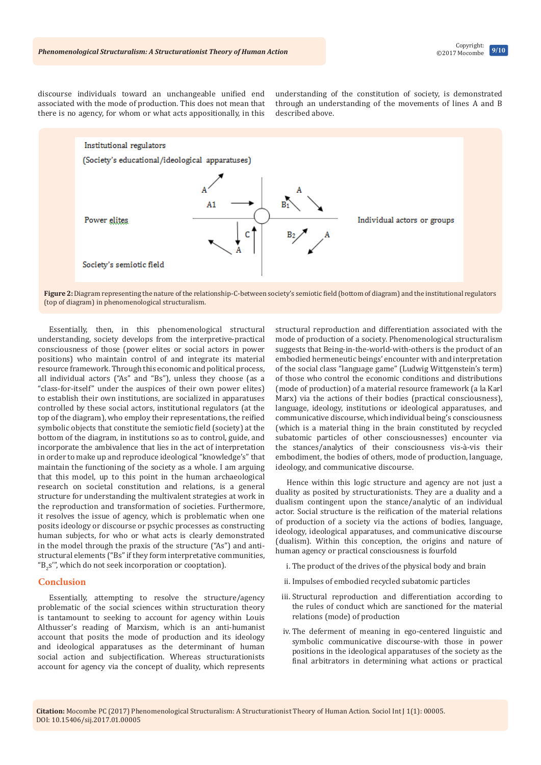discourse individuals toward an unchangeable unified end associated with the mode of production. This does not mean that there is no agency, for whom or what acts appositionally, in this understanding of the constitution of society, is demonstrated through an understanding of the movements of lines A and B described above.

**Figure 2:** Diagram representing the nature of the relationship-C-between society's semiotic field (bottom of diagram) and the institutional regulators (top of diagram) in phenomenological structuralism.

Essentially, then, in this phenomenological structural understanding, society develops from the interpretive-practical consciousness of those (power elites or social actors in power positions) who maintain control of and integrate its material resource framework. Through this economic and political process, all individual actors ("As" and "Bs"), unless they choose (as a "class-for-itself" under the auspices of their own power elites) to establish their own institutions, are socialized in apparatuses controlled by these social actors, institutional regulators (at the top of the diagram), who employ their representations, the reified symbolic objects that constitute the semiotic field (society) at the bottom of the diagram, in institutions so as to control, guide, and incorporate the ambivalence that lies in the act of interpretation in order to make up and reproduce ideological "knowledge's" that maintain the functioning of the society as a whole. I am arguing that this model, up to this point in the human archaeological research on societal constitution and relations, is a general structure for understanding the multivalent strategies at work in the reproduction and transformation of societies. Furthermore, it resolves the issue of agency, which is problematic when one posits ideology or discourse or psychic processes as constructing human subjects, for who or what acts is clearly demonstrated in the model through the praxis of the structure ("As") and anti-structural elements ("Bs" if they form interpretative communities, "$B_2$s'", which do not seek incorporation or cooptation).

## Conclusion

Essentially, attempting to resolve the structure/agency problematic of the social sciences within structuration theory is tantamount to seeking to account for agency within Louis Althusser's reading of Marxism, which is an anti-humanist account that posits the mode of production and its ideology and ideological apparatuses as the determinant of human social action and subjectification. Whereas structurationists account for agency via the concept of duality, which represents structural reproduction and differentiation associated with the mode of production of a society. Phenomenological structuralism suggests that Being-in-the-world-with-others is the product of an embodied hermeneutic beings' encounter with and interpretation of the social class "language game" (Ludwig Wittgenstein's term) of those who control the economic conditions and distributions (mode of production) of a material resource framework (a la Karl Marx) via the actions of their bodies (practical consciousness), language, ideology, institutions or ideological apparatuses, and communicative discourse, which individual being's consciousness (which is a material thing in the brain constituted by recycled subatomic particles of other consciousnesses) encounter via the stances/analytics of their consciousness vis-à-vis their embodiment, the bodies of others, mode of production, language, ideology, and communicative discourse.

Hence within this logic structure and agency are not just a duality as posited by structurationists. They are a duality and a dualism contingent upon the stance/analytic of an individual actor. Social structure is the reification of the material relations of production of a society via the actions of bodies, language, ideology, ideological apparatuses, and communicative discourse (dualism). Within this conception, the origins and nature of human agency or practical consciousness is fourfold

i. The product of the drives of the physical body and brain

ii. Impulses of embodied recycled subatomic particles

iii. Structural reproduction and differentiation according to the rules of conduct which are sanctioned for the material relations (mode) of production

iv. The deferment of meaning in ego-centered linguistic and symbolic communicative discourse-with those in power positions in the ideological apparatuses of the society as the final arbitrators in determining what actions or practical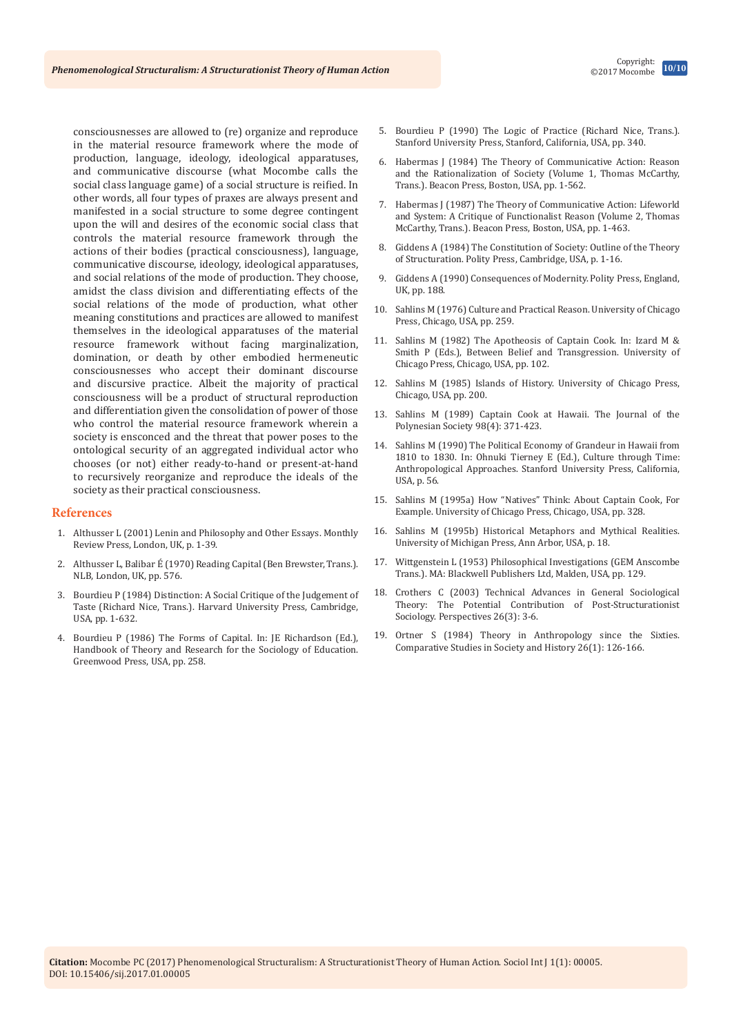consciousnesses are allowed to (re) organize and reproduce in the material resource framework where the mode of production, language, ideology, ideological apparatuses, and communicative discourse (what Mocombe calls the social class language game) of a social structure is reified. In other words, all four types of praxes are always present and manifested in a social structure to some degree contingent upon the will and desires of the economic social class that controls the material resource framework through the actions of their bodies (practical consciousness), language, communicative discourse, ideology, ideological apparatuses, and social relations of the mode of production. They choose, amidst the class division and differentiating effects of the social relations of the mode of production, what other meaning constitutions and practices are allowed to manifest themselves in the ideological apparatuses of the material resource framework without facing marginalization, domination, or death by other embodied hermeneutic consciousnesses who accept their dominant discourse and discursive practice. Albeit the majority of practical consciousness will be a product of structural reproduction and differentiation given the consolidation of power of those who control the material resource framework wherein a society is ensconced and the threat that power poses to the ontological security of an aggregated individual actor who chooses (or not) either ready-to-hand or present-at-hand to recursively reorganize and reproduce the ideals of the society as their practical consciousness.

## References

1. Althusser L (2001) Lenin and Philosophy and Other Essays. Monthly Review Press, London, UK, p. 1-39.
2. Althusser L, Balibar É (1970) Reading Capital (Ben Brewster, Trans.). NLB, London, UK, pp. 576.
3. Bourdieu P (1984) Distinction: A Social Critique of the Judgement of Taste (Richard Nice, Trans.). Harvard University Press, Cambridge, USA, pp. 1-632.
4. Bourdieu P (1986) The Forms of Capital. In: JE Richardson (Ed.), Handbook of Theory and Research for the Sociology of Education. Greenwood Press, USA, pp. 258.
5. Bourdieu P (1990) The Logic of Practice (Richard Nice, Trans.). Stanford University Press, Stanford, California, USA, pp. 340.
6. Habermas J (1984) The Theory of Communicative Action: Reason and the Rationalization of Society (Volume 1, Thomas McCarthy, Trans.). Beacon Press, Boston, USA, pp. 1-562.
7. Habermas J (1987) The Theory of Communicative Action: Lifeworld and System: A Critique of Functionalist Reason (Volume 2, Thomas McCarthy, Trans.). Beacon Press, Boston, USA, pp. 1-463.
8. Giddens A (1984) The Constitution of Society: Outline of the Theory of Structuration. Polity Press, Cambridge, USA, p. 1-16.
9. Giddens A (1990) Consequences of Modernity. Polity Press, England, UK, pp. 188.
10. Sahlins M (1976) Culture and Practical Reason. University of Chicago Press, Chicago, USA, pp. 259.
11. Sahlins M (1982) The Apotheosis of Captain Cook. In: Izard M & Smith P (Eds.), Between Belief and Transgression. University of Chicago Press, Chicago, USA, pp. 102.
12. Sahlins M (1985) Islands of History. University of Chicago Press, Chicago, USA, pp. 200.
13. Sahlins M (1989) Captain Cook at Hawaii. The Journal of the Polynesian Society 98(4): 371-423.
14. Sahlins M (1990) The Political Economy of Grandeur in Hawaii from 1810 to 1830. In: Ohnuki Tierney E (Ed.), Culture through Time: Anthropological Approaches. Stanford University Press, California, USA, p. 56.
15. Sahlins M (1995a) How "Natives" Think: About Captain Cook, For Example. University of Chicago Press, Chicago, USA, pp. 328.
16. Sahlins M (1995b) Historical Metaphors and Mythical Realities. University of Michigan Press, Ann Arbor, USA, p. 18.
17. Wittgenstein L (1953) Philosophical Investigations (GEM Anscombe Trans.). MA: Blackwell Publishers Ltd, Malden, USA, pp. 129.
18. Crothers C (2003) Technical Advances in General Sociological Theory: The Potential Contribution of Post-Structuranist Sociology. Perspectives 26(3): 3-6.
19. Ortner S (1984) Theory in Anthropology since the Sixties. Comparative Studies in Society and History 26(1): 126-166.

**Citation:** Mocombe PC (2017) Phenomenological Structuralism: A Structurationist Theory of Human Action. Sociol Int J 1(1): 00005. DOI: 10.15406/sij.2017.01.00005